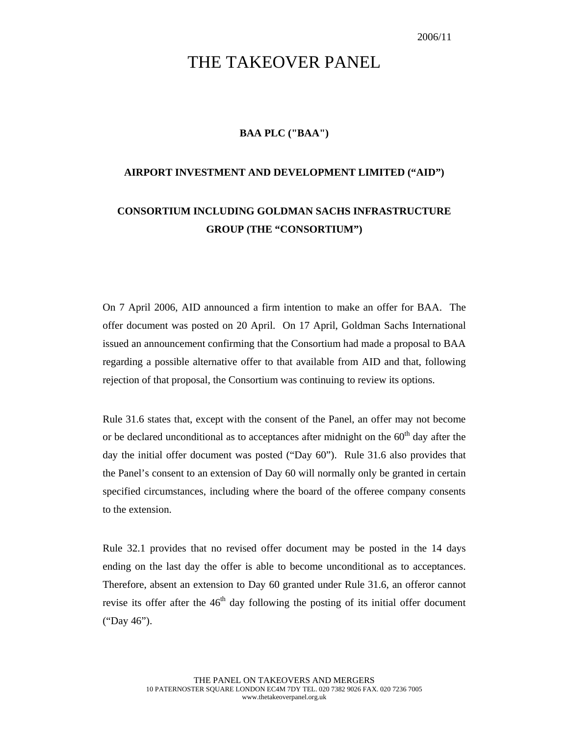2006/11

# THE TAKEOVER PANEL

**BAA PLC ("BAA")**

**AIRPORT INVESTMENT AND DEVELOPMENT LIMITED ("AID")**

**CONSORTIUM INCLUDING GOLDMAN SACHS INFRASTRUCTURE GROUP (THE "CONSORTIUM")**

On 7 April 2006, AID announced a firm intention to make an offer for BAA. The offer document was posted on 20 April. On 17 April, Goldman Sachs International issued an announcement confirming that the Consortium had made a proposal to BAA regarding a possible alternative offer to that available from AID and that, following rejection of that proposal, the Consortium was continuing to review its options.

Rule 31.6 states that, except with the consent of the Panel, an offer may not become or be declared unconditional as to acceptances after midnight on the 60th day after the day the initial offer document was posted ("Day 60"). Rule 31.6 also provides that the Panel's consent to an extension of Day 60 will normally only be granted in certain specified circumstances, including where the board of the offeree company consents to the extension.

Rule 32.1 provides that no revised offer document may be posted in the 14 days ending on the last day the offer is able to become unconditional as to acceptances. Therefore, absent an extension to Day 60 granted under Rule 31.6, an offeror cannot revise its offer after the 46th day following the posting of its initial offer document ("Day 46").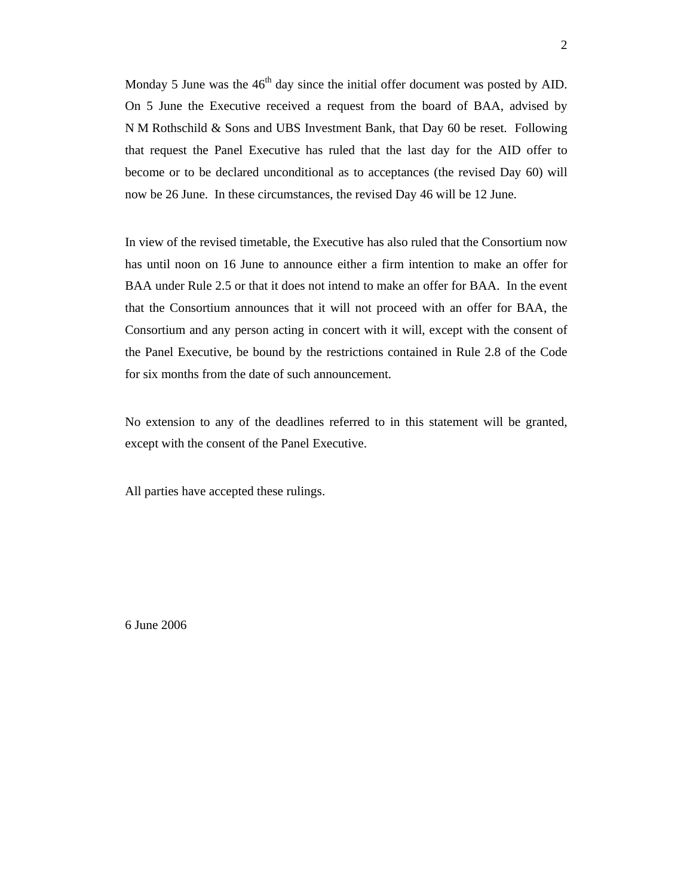Monday 5 June was the 46th day since the initial offer document was posted by AID. On 5 June the Executive received a request from the board of BAA, advised by N M Rothschild & Sons and UBS Investment Bank, that Day 60 be reset. Following that request the Panel Executive has ruled that the last day for the AID offer to become or to be declared unconditional as to acceptances (the revised Day 60) will now be 26 June. In these circumstances, the revised Day 46 will be 12 June.

In view of the revised timetable, the Executive has also ruled that the Consortium now has until noon on 16 June to announce either a firm intention to make an offer for BAA under Rule 2.5 or that it does not intend to make an offer for BAA. In the event that the Consortium announces that it will not proceed with an offer for BAA, the Consortium and any person acting in concert with it will, except with the consent of the Panel Executive, be bound by the restrictions contained in Rule 2.8 of the Code for six months from the date of such announcement.

No extension to any of the deadlines referred to in this statement will be granted, except with the consent of the Panel Executive.

All parties have accepted these rulings.

6 June 2006